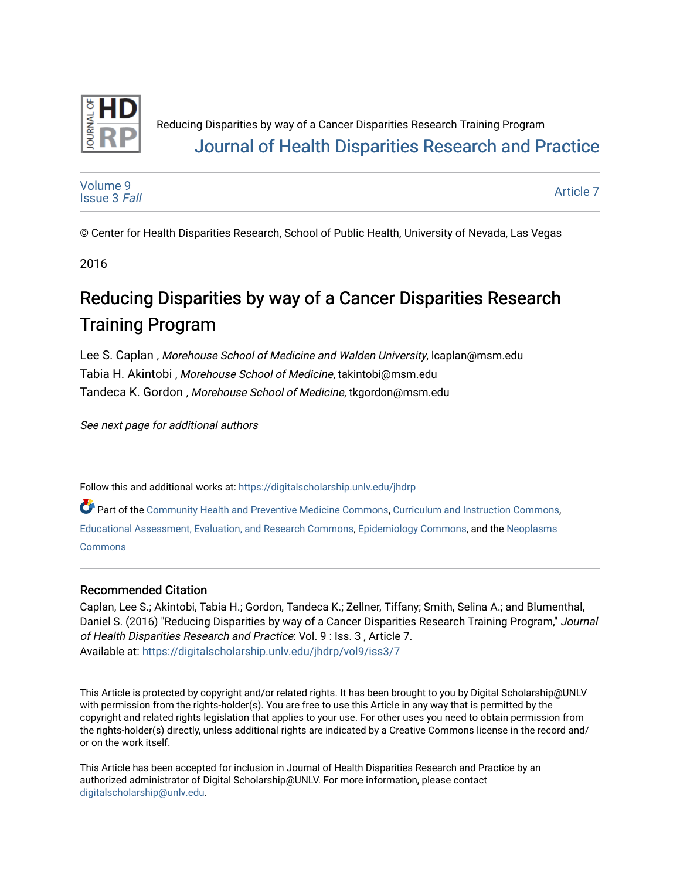Reducing Disparities by way of a Cancer Disparities Research Training Program

Journal of Health Disparities Research and Practice

Volume 9
Issue 3 *Fall*

Article 7

© Center for Health Disparities Research, School of Public Health, University of Nevada, Las Vegas

2016

# Reducing Disparities by way of a Cancer Disparities Research Training Program

Lee S. Caplan , *Morehouse School of Medicine and Walden University*, lcaplan@msm.edu

Tabia H. Akintobi , *Morehouse School of Medicine*, takintobi@msm.edu

Tandeca K. Gordon , *Morehouse School of Medicine*, tkgordon@msm.edu

*See next page for additional authors*

Follow this and additional works at: https://digitalscholarship.unlv.edu/jhdrp

Part of the Community Health and Preventive Medicine Commons, Curriculum and Instruction Commons, Educational Assessment, Evaluation, and Research Commons, Epidemiology Commons, and the Neoplasms Commons

## Recommended Citation

Caplan, Lee S.; Akintobi, Tabia H.; Gordon, Tandeca K.; Zellner, Tiffany; Smith, Selina A.; and Blumenthal, Daniel S. (2016) "Reducing Disparities by way of a Cancer Disparities Research Training Program," *Journal of Health Disparities Research and Practice*: Vol. 9 : Iss. 3 , Article 7.
Available at: https://digitalscholarship.unlv.edu/jhdrp/vol9/iss3/7

This Article is protected by copyright and/or related rights. It has been brought to you by Digital Scholarship@UNLV with permission from the rights-holder(s). You are free to use this Article in any way that is permitted by the copyright and related rights legislation that applies to your use. For other uses you need to obtain permission from the rights-holder(s) directly, unless additional rights are indicated by a Creative Commons license in the record and/or on the work itself.

This Article has been accepted for inclusion in Journal of Health Disparities Research and Practice by an authorized administrator of Digital Scholarship@UNLV. For more information, please contact digitalscholarship@unlv.edu.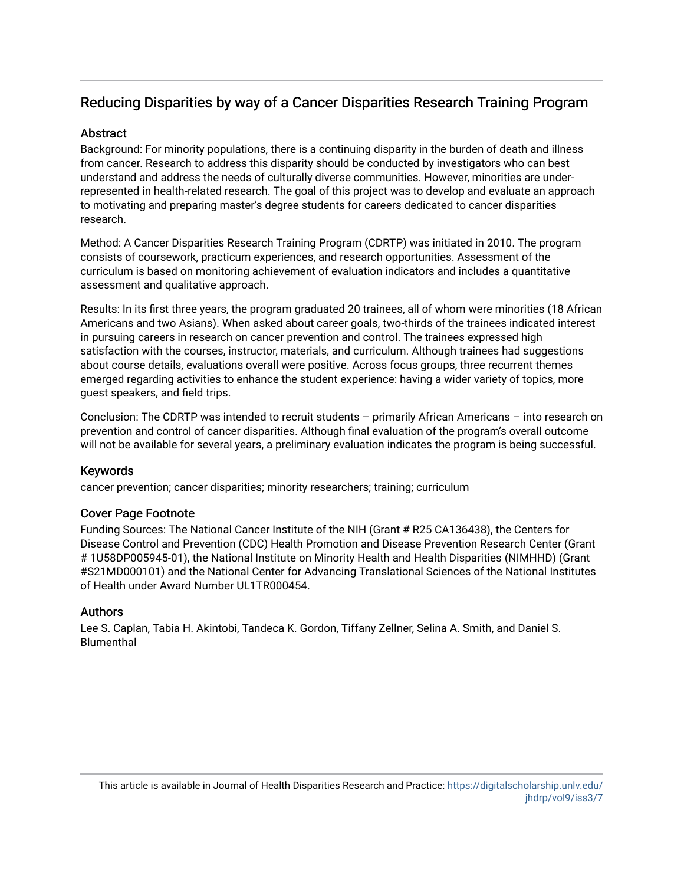## Reducing Disparities by way of a Cancer Disparities Research Training Program

### Abstract

Background: For minority populations, there is a continuing disparity in the burden of death and illness from cancer. Research to address this disparity should be conducted by investigators who can best understand and address the needs of culturally diverse communities. However, minorities are under-represented in health-related research. The goal of this project was to develop and evaluate an approach to motivating and preparing master's degree students for careers dedicated to cancer disparities research.

Method: A Cancer Disparities Research Training Program (CDRTP) was initiated in 2010. The program consists of coursework, practicum experiences, and research opportunities. Assessment of the curriculum is based on monitoring achievement of evaluation indicators and includes a quantitative assessment and qualitative approach.

Results: In its first three years, the program graduated 20 trainees, all of whom were minorities (18 African Americans and two Asians). When asked about career goals, two-thirds of the trainees indicated interest in pursuing careers in research on cancer prevention and control. The trainees expressed high satisfaction with the courses, instructor, materials, and curriculum. Although trainees had suggestions about course details, evaluations overall were positive. Across focus groups, three recurrent themes emerged regarding activities to enhance the student experience: having a wider variety of topics, more guest speakers, and field trips.

Conclusion: The CDRTP was intended to recruit students – primarily African Americans – into research on prevention and control of cancer disparities. Although final evaluation of the program's overall outcome will not be available for several years, a preliminary evaluation indicates the program is being successful.

### Keywords

cancer prevention; cancer disparities; minority researchers; training; curriculum

### Cover Page Footnote

Funding Sources: The National Cancer Institute of the NIH (Grant # R25 CA136438), the Centers for Disease Control and Prevention (CDC) Health Promotion and Disease Prevention Research Center (Grant # 1U58DP005945-01), the National Institute on Minority Health and Health Disparities (NIMHHD) (Grant #S21MD000101) and the National Center for Advancing Translational Sciences of the National Institutes of Health under Award Number UL1TR000454.

### Authors

Lee S. Caplan, Tabia H. Akintobi, Tandeca K. Gordon, Tiffany Zellner, Selina A. Smith, and Daniel S. Blumenthal

This article is available in Journal of Health Disparities Research and Practice: https://digitalscholarship.unlv.edu/jhdrp/vol9/iss3/7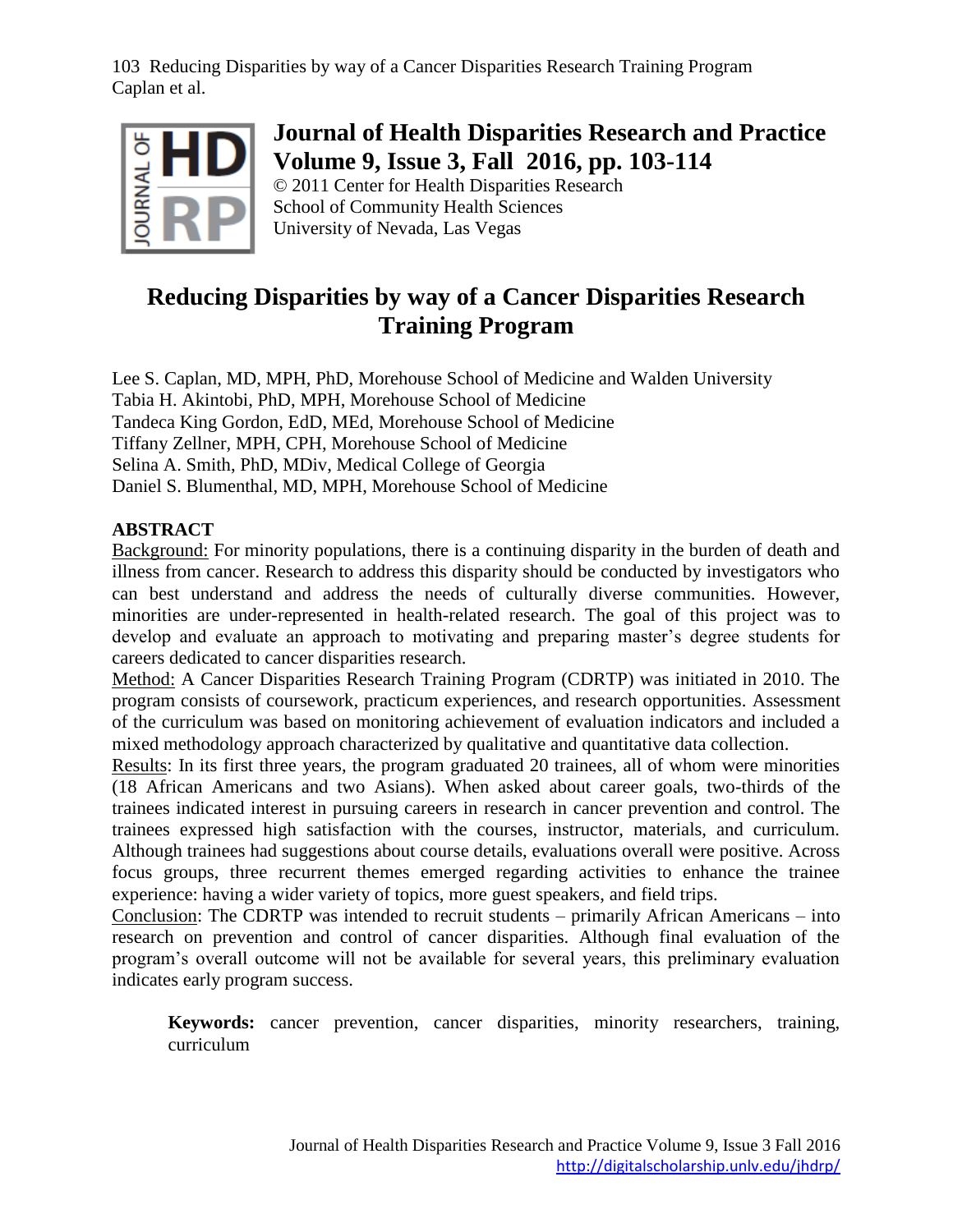# Reducing Disparities by way of a Cancer Disparities Research Training Program

Lee S. Caplan, MD, MPH, PhD, Morehouse School of Medicine and Walden University
Tabia H. Akintobi, PhD, MPH, Morehouse School of Medicine
Tandeca King Gordon, EdD, MEd, Morehouse School of Medicine
Tiffany Zellner, MPH, CPH, Morehouse School of Medicine
Selina A. Smith, PhD, MDiv, Medical College of Georgia
Daniel S. Blumenthal, MD, MPH, Morehouse School of Medicine

## ABSTRACT

Background: For minority populations, there is a continuing disparity in the burden of death and illness from cancer. Research to address this disparity should be conducted by investigators who can best understand and address the needs of culturally diverse communities. However, minorities are under-represented in health-related research. The goal of this project was to develop and evaluate an approach to motivating and preparing master's degree students for careers dedicated to cancer disparities research.

Method: A Cancer Disparities Research Training Program (CDRTP) was initiated in 2010. The program consists of coursework, practicum experiences, and research opportunities. Assessment of the curriculum was based on monitoring achievement of evaluation indicators and included a mixed methodology approach characterized by qualitative and quantitative data collection.

Results: In its first three years, the program graduated 20 trainees, all of whom were minorities (18 African Americans and two Asians). When asked about career goals, two-thirds of the trainees indicated interest in pursuing careers in research in cancer prevention and control. The trainees expressed high satisfaction with the courses, instructor, materials, and curriculum. Although trainees had suggestions about course details, evaluations overall were positive. Across focus groups, three recurrent themes emerged regarding activities to enhance the trainee experience: having a wider variety of topics, more guest speakers, and field trips.

Conclusion: The CDRTP was intended to recruit students – primarily African Americans – into research on prevention and control of cancer disparities. Although final evaluation of the program's overall outcome will not be available for several years, this preliminary evaluation indicates early program success.

**Keywords:** cancer prevention, cancer disparities, minority researchers, training, curriculum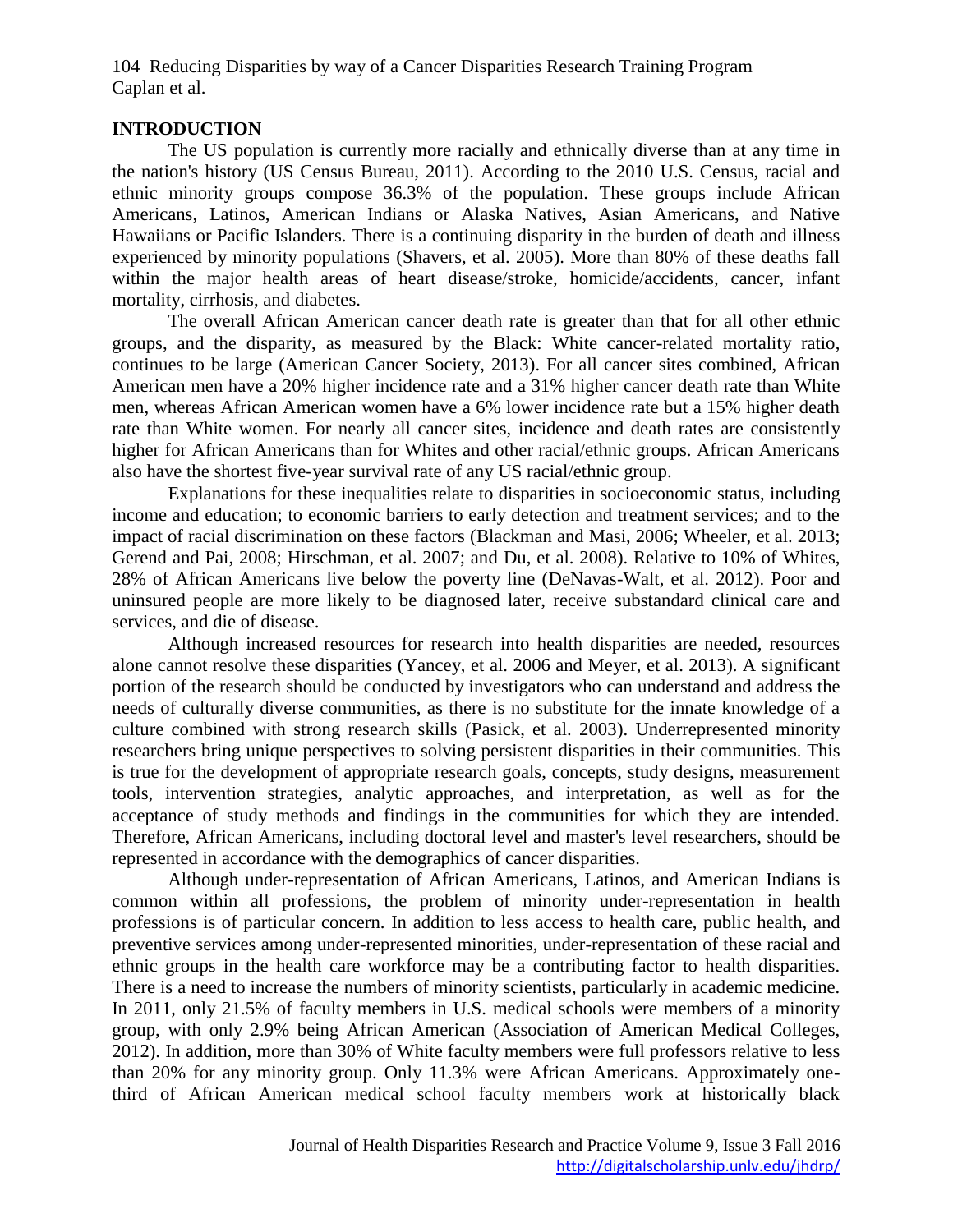## INTRODUCTION

The US population is currently more racially and ethnically diverse than at any time in the nation's history (US Census Bureau, 2011). According to the 2010 U.S. Census, racial and ethnic minority groups compose 36.3% of the population. These groups include African Americans, Latinos, American Indians or Alaska Natives, Asian Americans, and Native Hawaiians or Pacific Islanders. There is a continuing disparity in the burden of death and illness experienced by minority populations (Shavers, et al. 2005). More than 80% of these deaths fall within the major health areas of heart disease/stroke, homicide/accidents, cancer, infant mortality, cirrhosis, and diabetes.

The overall African American cancer death rate is greater than that for all other ethnic groups, and the disparity, as measured by the Black: White cancer-related mortality ratio, continues to be large (American Cancer Society, 2013). For all cancer sites combined, African American men have a 20% higher incidence rate and a 31% higher cancer death rate than White men, whereas African American women have a 6% lower incidence rate but a 15% higher death rate than White women. For nearly all cancer sites, incidence and death rates are consistently higher for African Americans than for Whites and other racial/ethnic groups. African Americans also have the shortest five-year survival rate of any US racial/ethnic group.

Explanations for these inequalities relate to disparities in socioeconomic status, including income and education; to economic barriers to early detection and treatment services; and to the impact of racial discrimination on these factors (Blackman and Masi, 2006; Wheeler, et al. 2013; Gerend and Pai, 2008; Hirschman, et al. 2007; and Du, et al. 2008). Relative to 10% of Whites, 28% of African Americans live below the poverty line (DeNavas-Walt, et al. 2012). Poor and uninsured people are more likely to be diagnosed later, receive substandard clinical care and services, and die of disease.

Although increased resources for research into health disparities are needed, resources alone cannot resolve these disparities (Yancey, et al. 2006 and Meyer, et al. 2013). A significant portion of the research should be conducted by investigators who can understand and address the needs of culturally diverse communities, as there is no substitute for the innate knowledge of a culture combined with strong research skills (Pasick, et al. 2003). Underrepresented minority researchers bring unique perspectives to solving persistent disparities in their communities. This is true for the development of appropriate research goals, concepts, study designs, measurement tools, intervention strategies, analytic approaches, and interpretation, as well as for the acceptance of study methods and findings in the communities for which they are intended. Therefore, African Americans, including doctoral level and master's level researchers, should be represented in accordance with the demographics of cancer disparities.

Although under-representation of African Americans, Latinos, and American Indians is common within all professions, the problem of minority under-representation in health professions is of particular concern. In addition to less access to health care, public health, and preventive services among under-represented minorities, under-representation of these racial and ethnic groups in the health care workforce may be a contributing factor to health disparities. There is a need to increase the numbers of minority scientists, particularly in academic medicine. In 2011, only 21.5% of faculty members in U.S. medical schools were members of a minority group, with only 2.9% being African American (Association of American Medical Colleges, 2012). In addition, more than 30% of White faculty members were full professors relative to less than 20% for any minority group. Only 11.3% were African Americans. Approximately one-third of African American medical school faculty members work at historically black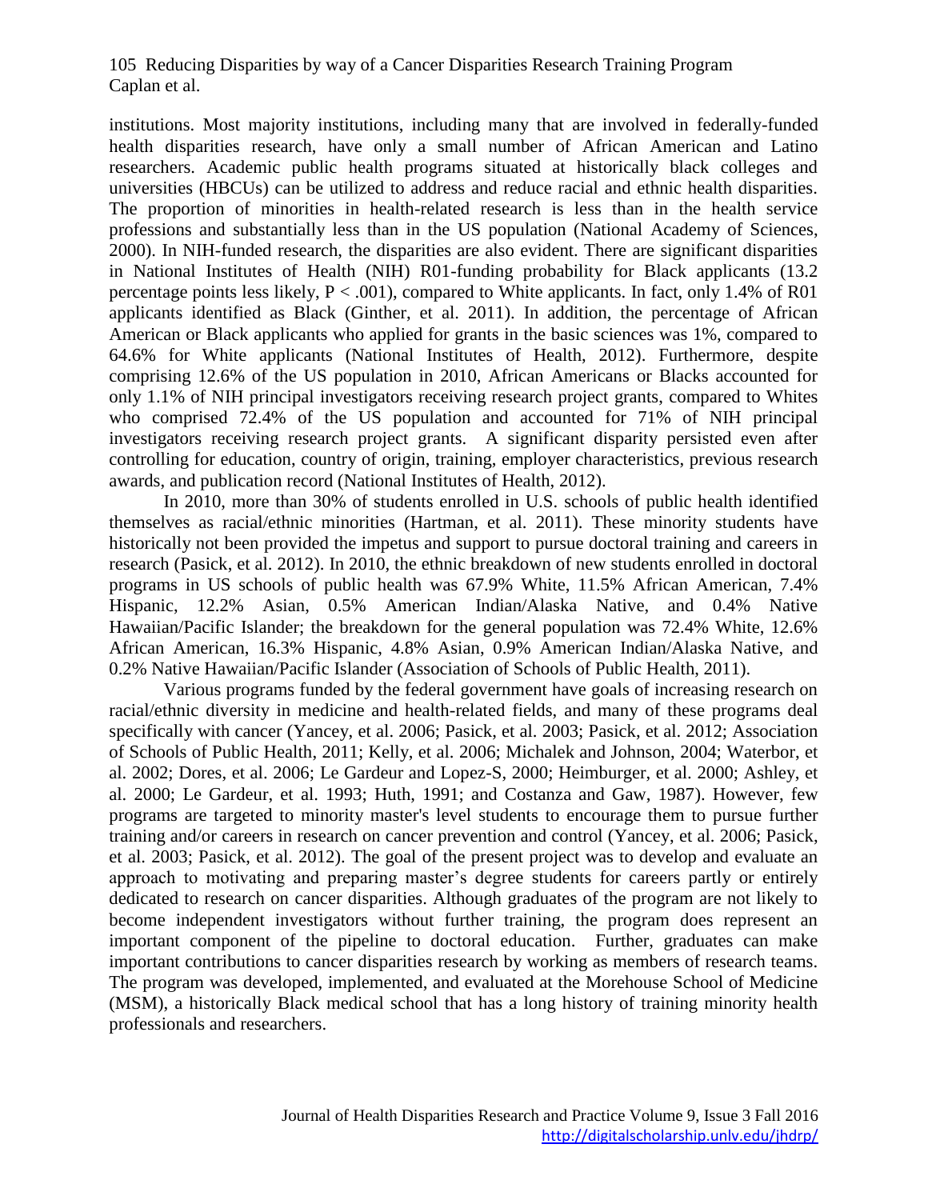institutions. Most majority institutions, including many that are involved in federally-funded health disparities research, have only a small number of African American and Latino researchers. Academic public health programs situated at historically black colleges and universities (HBCUs) can be utilized to address and reduce racial and ethnic health disparities. The proportion of minorities in health-related research is less than in the health service professions and substantially less than in the US population (National Academy of Sciences, 2000). In NIH-funded research, the disparities are also evident. There are significant disparities in National Institutes of Health (NIH) R01-funding probability for Black applicants (13.2 percentage points less likely, $P < .001$), compared to White applicants. In fact, only 1.4% of R01 applicants identified as Black (Ginther, et al. 2011). In addition, the percentage of African American or Black applicants who applied for grants in the basic sciences was 1%, compared to 64.6% for White applicants (National Institutes of Health, 2012). Furthermore, despite comprising 12.6% of the US population in 2010, African Americans or Blacks accounted for only 1.1% of NIH principal investigators receiving research project grants, compared to Whites who comprised 72.4% of the US population and accounted for 71% of NIH principal investigators receiving research project grants. A significant disparity persisted even after controlling for education, country of origin, training, employer characteristics, previous research awards, and publication record (National Institutes of Health, 2012).

In 2010, more than 30% of students enrolled in U.S. schools of public health identified themselves as racial/ethnic minorities (Hartman, et al. 2011). These minority students have historically not been provided the impetus and support to pursue doctoral training and careers in research (Pasick, et al. 2012). In 2010, the ethnic breakdown of new students enrolled in doctoral programs in US schools of public health was 67.9% White, 11.5% African American, 7.4% Hispanic, 12.2% Asian, 0.5% American Indian/Alaska Native, and 0.4% Native Hawaiian/Pacific Islander; the breakdown for the general population was 72.4% White, 12.6% African American, 16.3% Hispanic, 4.8% Asian, 0.9% American Indian/Alaska Native, and 0.2% Native Hawaiian/Pacific Islander (Association of Schools of Public Health, 2011).

Various programs funded by the federal government have goals of increasing research on racial/ethnic diversity in medicine and health-related fields, and many of these programs deal specifically with cancer (Yancey, et al. 2006; Pasick, et al. 2003; Pasick, et al. 2012; Association of Schools of Public Health, 2011; Kelly, et al. 2006; Michalek and Johnson, 2004; Waterbor, et al. 2002; Dores, et al. 2006; Le Gardeur and Lopez-S, 2000; Heimburger, et al. 2000; Ashley, et al. 2000; Le Gardeur, et al. 1993; Huth, 1991; and Costanza and Gaw, 1987). However, few programs are targeted to minority master's level students to encourage them to pursue further training and/or careers in research on cancer prevention and control (Yancey, et al. 2006; Pasick, et al. 2003; Pasick, et al. 2012). The goal of the present project was to develop and evaluate an approach to motivating and preparing master's degree students for careers partly or entirely dedicated to research on cancer disparities. Although graduates of the program are not likely to become independent investigators without further training, the program does represent an important component of the pipeline to doctoral education. Further, graduates can make important contributions to cancer disparities research by working as members of research teams. The program was developed, implemented, and evaluated at the Morehouse School of Medicine (MSM), a historically Black medical school that has a long history of training minority health professionals and researchers.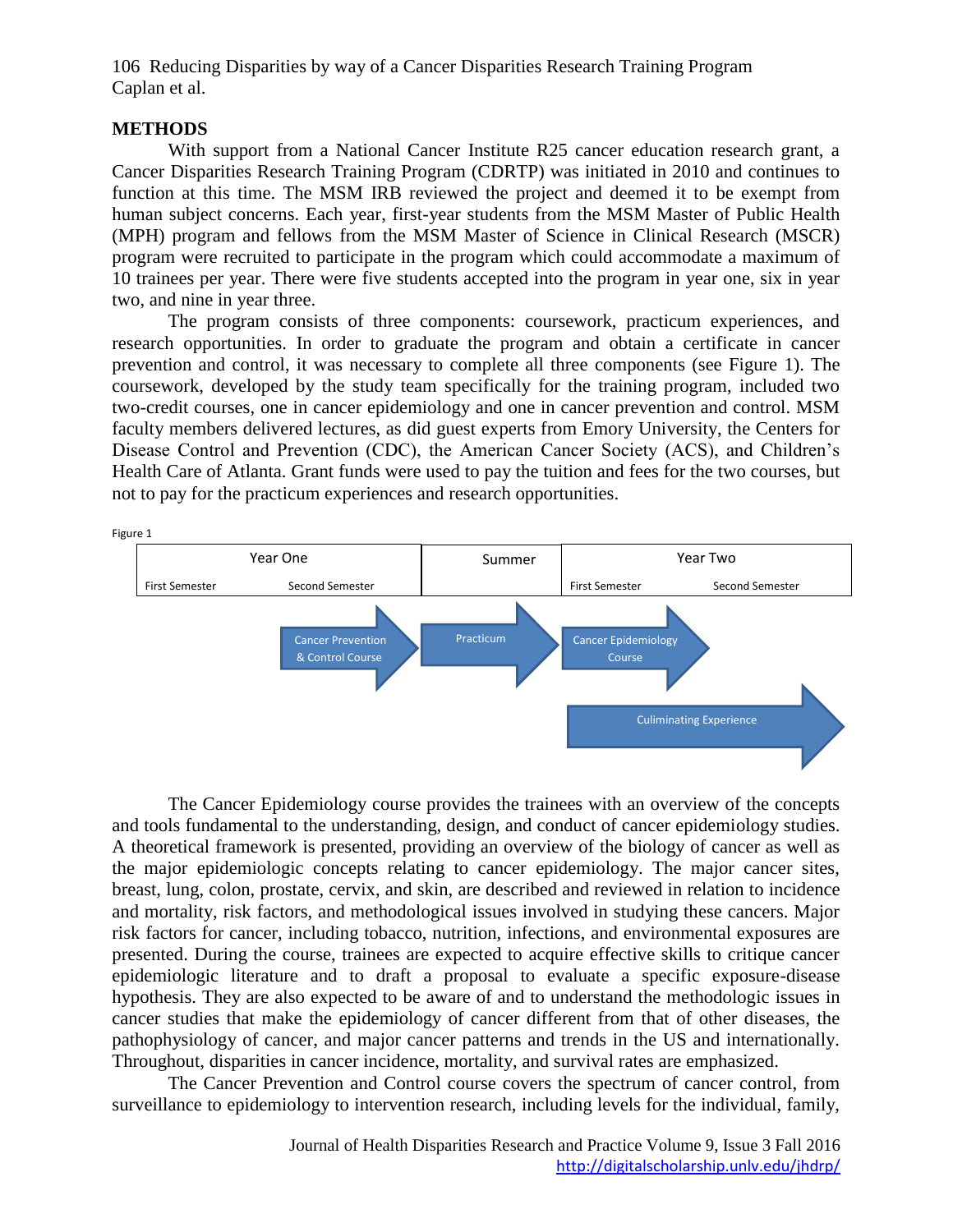## METHODS

With support from a National Cancer Institute R25 cancer education research grant, a Cancer Disparities Research Training Program (CDRTP) was initiated in 2010 and continues to function at this time. The MSM IRB reviewed the project and deemed it to be exempt from human subject concerns. Each year, first-year students from the MSM Master of Public Health (MPH) program and fellows from the MSM Master of Science in Clinical Research (MSCR) program were recruited to participate in the program which could accommodate a maximum of 10 trainees per year. There were five students accepted into the program in year one, six in year two, and nine in year three.

The program consists of three components: coursework, practicum experiences, and research opportunities. In order to graduate the program and obtain a certificate in cancer prevention and control, it was necessary to complete all three components (see Figure 1). The coursework, developed by the study team specifically for the training program, included two two-credit courses, one in cancer epidemiology and one in cancer prevention and control. MSM faculty members delivered lectures, as did guest experts from Emory University, the Centers for Disease Control and Prevention (CDC), the American Cancer Society (ACS), and Children's Health Care of Atlanta. Grant funds were used to pay the tuition and fees for the two courses, but not to pay for the practicum experiences and research opportunities.

Figure 1

| Year One | | Summer | Year Two | |
|---|---|---|---|---|
| First Semester | Second Semester | | First Semester | Second Semester |
| | Cancer Prevention & Control Course | Practicum | Cancer Epidemiology Course | |
| | | | Culiminating Experience | |

The Cancer Epidemiology course provides the trainees with an overview of the concepts and tools fundamental to the understanding, design, and conduct of cancer epidemiology studies. A theoretical framework is presented, providing an overview of the biology of cancer as well as the major epidemiologic concepts relating to cancer epidemiology. The major cancer sites, breast, lung, colon, prostate, cervix, and skin, are described and reviewed in relation to incidence and mortality, risk factors, and methodological issues involved in studying these cancers. Major risk factors for cancer, including tobacco, nutrition, infections, and environmental exposures are presented. During the course, trainees are expected to acquire effective skills to critique cancer epidemiologic literature and to draft a proposal to evaluate a specific exposure-disease hypothesis. They are also expected to be aware of and to understand the methodologic issues in cancer studies that make the epidemiology of cancer different from that of other diseases, the pathophysiology of cancer, and major cancer patterns and trends in the US and internationally. Throughout, disparities in cancer incidence, mortality, and survival rates are emphasized.

The Cancer Prevention and Control course covers the spectrum of cancer control, from surveillance to epidemiology to intervention research, including levels for the individual, family,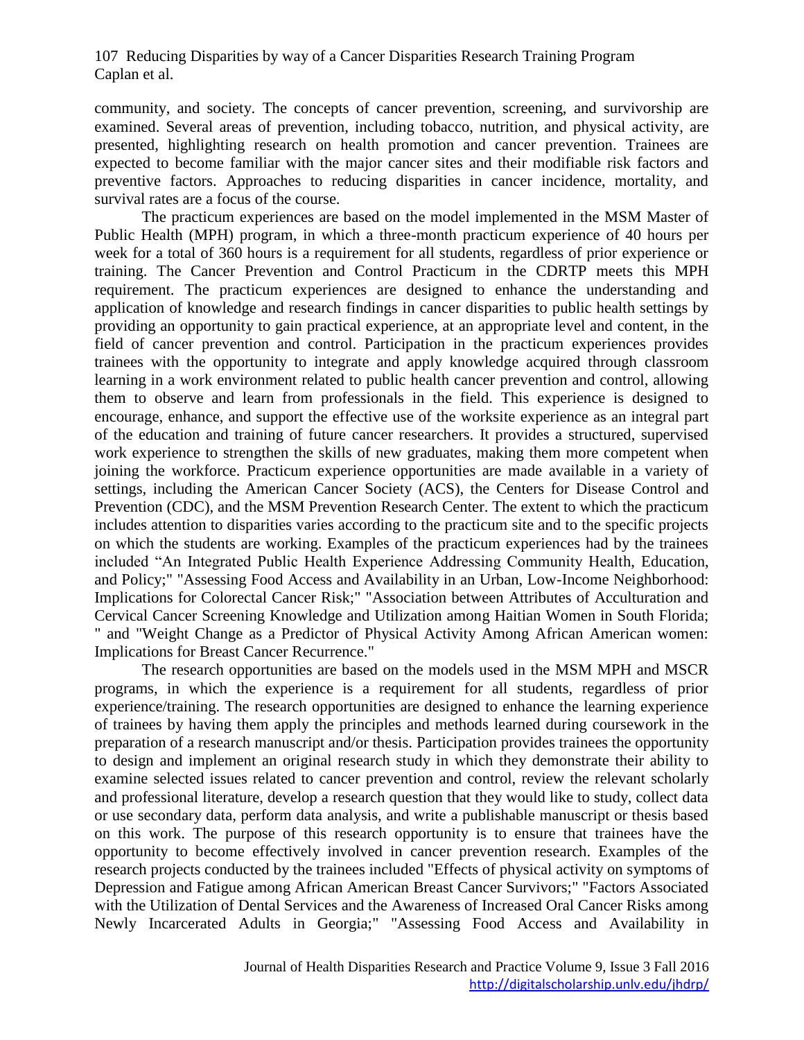community, and society. The concepts of cancer prevention, screening, and survivorship are examined. Several areas of prevention, including tobacco, nutrition, and physical activity, are presented, highlighting research on health promotion and cancer prevention. Trainees are expected to become familiar with the major cancer sites and their modifiable risk factors and preventive factors. Approaches to reducing disparities in cancer incidence, mortality, and survival rates are a focus of the course.

The practicum experiences are based on the model implemented in the MSM Master of Public Health (MPH) program, in which a three-month practicum experience of 40 hours per week for a total of 360 hours is a requirement for all students, regardless of prior experience or training. The Cancer Prevention and Control Practicum in the CDRTP meets this MPH requirement. The practicum experiences are designed to enhance the understanding and application of knowledge and research findings in cancer disparities to public health settings by providing an opportunity to gain practical experience, at an appropriate level and content, in the field of cancer prevention and control. Participation in the practicum experiences provides trainees with the opportunity to integrate and apply knowledge acquired through classroom learning in a work environment related to public health cancer prevention and control, allowing them to observe and learn from professionals in the field. This experience is designed to encourage, enhance, and support the effective use of the worksite experience as an integral part of the education and training of future cancer researchers. It provides a structured, supervised work experience to strengthen the skills of new graduates, making them more competent when joining the workforce. Practicum experience opportunities are made available in a variety of settings, including the American Cancer Society (ACS), the Centers for Disease Control and Prevention (CDC), and the MSM Prevention Research Center. The extent to which the practicum includes attention to disparities varies according to the practicum site and to the specific projects on which the students are working. Examples of the practicum experiences had by the trainees included "An Integrated Public Health Experience Addressing Community Health, Education, and Policy;" "Assessing Food Access and Availability in an Urban, Low-Income Neighborhood: Implications for Colorectal Cancer Risk;" "Association between Attributes of Acculturation and Cervical Cancer Screening Knowledge and Utilization among Haitian Women in South Florida; " and "Weight Change as a Predictor of Physical Activity Among African American women: Implications for Breast Cancer Recurrence."

The research opportunities are based on the models used in the MSM MPH and MSCR programs, in which the experience is a requirement for all students, regardless of prior experience/training. The research opportunities are designed to enhance the learning experience of trainees by having them apply the principles and methods learned during coursework in the preparation of a research manuscript and/or thesis. Participation provides trainees the opportunity to design and implement an original research study in which they demonstrate their ability to examine selected issues related to cancer prevention and control, review the relevant scholarly and professional literature, develop a research question that they would like to study, collect data or use secondary data, perform data analysis, and write a publishable manuscript or thesis based on this work. The purpose of this research opportunity is to ensure that trainees have the opportunity to become effectively involved in cancer prevention research. Examples of the research projects conducted by the trainees included "Effects of physical activity on symptoms of Depression and Fatigue among African American Breast Cancer Survivors;" "Factors Associated with the Utilization of Dental Services and the Awareness of Increased Oral Cancer Risks among Newly Incarcerated Adults in Georgia;" "Assessing Food Access and Availability in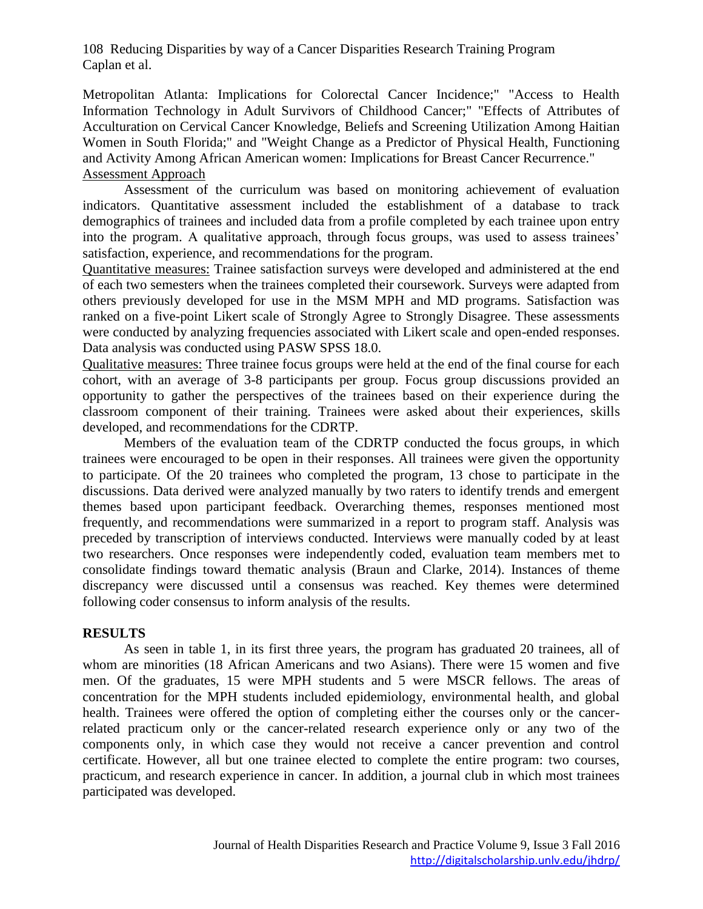Metropolitan Atlanta: Implications for Colorectal Cancer Incidence;" "Access to Health Information Technology in Adult Survivors of Childhood Cancer;" "Effects of Attributes of Acculturation on Cervical Cancer Knowledge, Beliefs and Screening Utilization Among Haitian Women in South Florida;" and "Weight Change as a Predictor of Physical Health, Functioning and Activity Among African American women: Implications for Breast Cancer Recurrence."

Assessment Approach

Assessment of the curriculum was based on monitoring achievement of evaluation indicators. Quantitative assessment included the establishment of a database to track demographics of trainees and included data from a profile completed by each trainee upon entry into the program. A qualitative approach, through focus groups, was used to assess trainees' satisfaction, experience, and recommendations for the program.

Quantitative measures: Trainee satisfaction surveys were developed and administered at the end of each two semesters when the trainees completed their coursework. Surveys were adapted from others previously developed for use in the MSM MPH and MD programs. Satisfaction was ranked on a five-point Likert scale of Strongly Agree to Strongly Disagree. These assessments were conducted by analyzing frequencies associated with Likert scale and open-ended responses. Data analysis was conducted using PASW SPSS 18.0.

Qualitative measures: Three trainee focus groups were held at the end of the final course for each cohort, with an average of 3-8 participants per group. Focus group discussions provided an opportunity to gather the perspectives of the trainees based on their experience during the classroom component of their training. Trainees were asked about their experiences, skills developed, and recommendations for the CDRTP.

Members of the evaluation team of the CDRTP conducted the focus groups, in which trainees were encouraged to be open in their responses. All trainees were given the opportunity to participate. Of the 20 trainees who completed the program, 13 chose to participate in the discussions. Data derived were analyzed manually by two raters to identify trends and emergent themes based upon participant feedback. Overarching themes, responses mentioned most frequently, and recommendations were summarized in a report to program staff. Analysis was preceded by transcription of interviews conducted. Interviews were manually coded by at least two researchers. Once responses were independently coded, evaluation team members met to consolidate findings toward thematic analysis (Braun and Clarke, 2014). Instances of theme discrepancy were discussed until a consensus was reached. Key themes were determined following coder consensus to inform analysis of the results.

## RESULTS

As seen in table 1, in its first three years, the program has graduated 20 trainees, all of whom are minorities (18 African Americans and two Asians). There were 15 women and five men. Of the graduates, 15 were MPH students and 5 were MSCR fellows. The areas of concentration for the MPH students included epidemiology, environmental health, and global health. Trainees were offered the option of completing either the courses only or the cancer-related practicum only or the cancer-related research experience only or any two of the components only, in which case they would not receive a cancer prevention and control certificate. However, all but one trainee elected to complete the entire program: two courses, practicum, and research experience in cancer. In addition, a journal club in which most trainees participated was developed.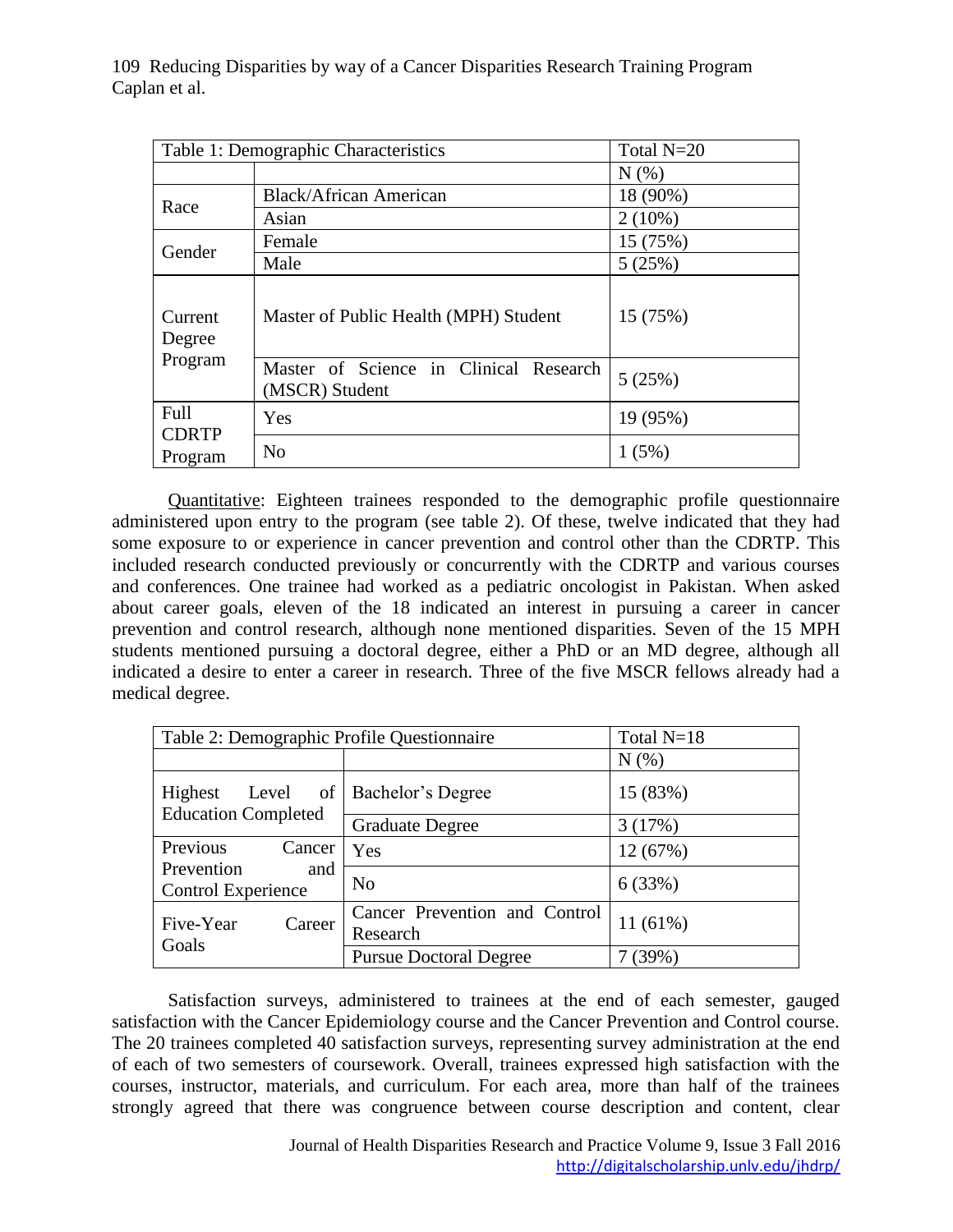| Table 1: Demographic Characteristics | | Total N=20 |
|---|---|---|
| | | N (%) |
| Race | Black/African American | 18 (90%) |
| | Asian | 2 (10%) |
| Gender | Female | 15 (75%) |
| | Male | 5 (25%) |
| Current Degree Program | Master of Public Health (MPH) Student | 15 (75%) |
| | Master of Science in Clinical Research (MSCR) Student | 5 (25%) |
| Full CDRTP Program | Yes | 19 (95%) |
| | No | 1 (5%) |

Quantitative: Eighteen trainees responded to the demographic profile questionnaire administered upon entry to the program (see table 2). Of these, twelve indicated that they had some exposure to or experience in cancer prevention and control other than the CDRTP. This included research conducted previously or concurrently with the CDRTP and various courses and conferences. One trainee had worked as a pediatric oncologist in Pakistan. When asked about career goals, eleven of the 18 indicated an interest in pursuing a career in cancer prevention and control research, although none mentioned disparities. Seven of the 15 MPH students mentioned pursuing a doctoral degree, either a PhD or an MD degree, although all indicated a desire to enter a career in research. Three of the five MSCR fellows already had a medical degree.

| Table 2: Demographic Profile Questionnaire | | Total N=18 |
|---|---|---|
| | | N (%) |
| Highest Level of Education Completed | Bachelor's Degree | 15 (83%) |
| | Graduate Degree | 3 (17%) |
| Previous Cancer Prevention and Control Experience | Yes | 12 (67%) |
| | No | 6 (33%) |
| Five-Year Career Goals | Cancer Prevention and Control Research | 11 (61%) |
| | Pursue Doctoral Degree | 7 (39%) |

Satisfaction surveys, administered to trainees at the end of each semester, gauged satisfaction with the Cancer Epidemiology course and the Cancer Prevention and Control course. The 20 trainees completed 40 satisfaction surveys, representing survey administration at the end of each of two semesters of coursework. Overall, trainees expressed high satisfaction with the courses, instructor, materials, and curriculum. For each area, more than half of the trainees strongly agreed that there was congruence between course description and content, clear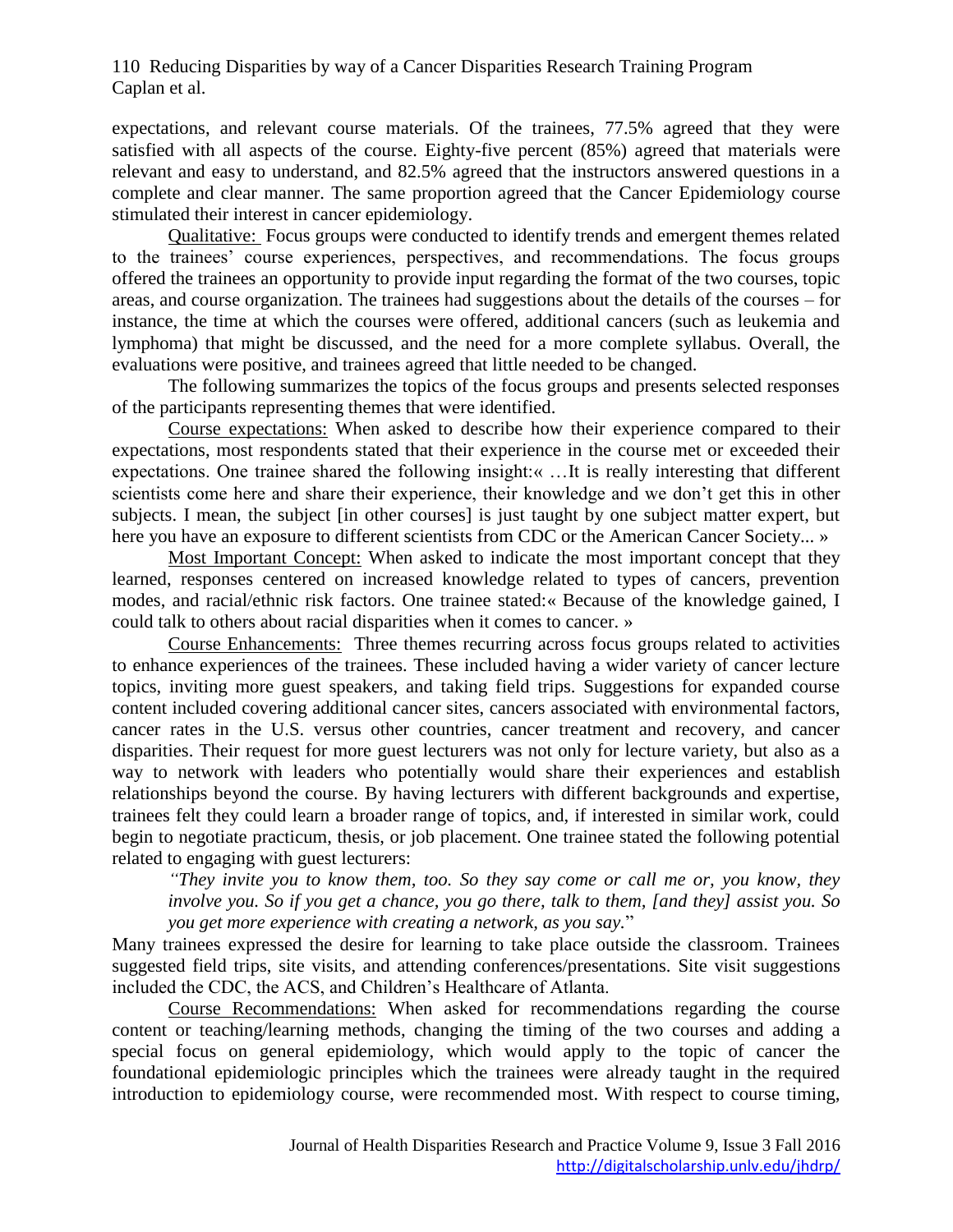expectations, and relevant course materials. Of the trainees, 77.5% agreed that they were satisfied with all aspects of the course. Eighty-five percent (85%) agreed that materials were relevant and easy to understand, and 82.5% agreed that the instructors answered questions in a complete and clear manner. The same proportion agreed that the Cancer Epidemiology course stimulated their interest in cancer epidemiology.

Qualitative: Focus groups were conducted to identify trends and emergent themes related to the trainees' course experiences, perspectives, and recommendations. The focus groups offered the trainees an opportunity to provide input regarding the format of the two courses, topic areas, and course organization. The trainees had suggestions about the details of the courses – for instance, the time at which the courses were offered, additional cancers (such as leukemia and lymphoma) that might be discussed, and the need for a more complete syllabus. Overall, the evaluations were positive, and trainees agreed that little needed to be changed.

The following summarizes the topics of the focus groups and presents selected responses of the participants representing themes that were identified.

Course expectations: When asked to describe how their experience compared to their expectations, most respondents stated that their experience in the course met or exceeded their expectations. One trainee shared the following insight:« …It is really interesting that different scientists come here and share their experience, their knowledge and we don't get this in other subjects. I mean, the subject [in other courses] is just taught by one subject matter expert, but here you have an exposure to different scientists from CDC or the American Cancer Society... »

Most Important Concept: When asked to indicate the most important concept that they learned, responses centered on increased knowledge related to types of cancers, prevention modes, and racial/ethnic risk factors. One trainee stated:« Because of the knowledge gained, I could talk to others about racial disparities when it comes to cancer. »

Course Enhancements: Three themes recurring across focus groups related to activities to enhance experiences of the trainees. These included having a wider variety of cancer lecture topics, inviting more guest speakers, and taking field trips. Suggestions for expanded course content included covering additional cancer sites, cancers associated with environmental factors, cancer rates in the U.S. versus other countries, cancer treatment and recovery, and cancer disparities. Their request for more guest lecturers was not only for lecture variety, but also as a way to network with leaders who potentially would share their experiences and establish relationships beyond the course. By having lecturers with different backgrounds and expertise, trainees felt they could learn a broader range of topics, and, if interested in similar work, could begin to negotiate practicum, thesis, or job placement. One trainee stated the following potential related to engaging with guest lecturers:

> *"They invite you to know them, too. So they say come or call me or, you know, they involve you. So if you get a chance, you go there, talk to them, [and they] assist you. So you get more experience with creating a network, as you say.*"

Many trainees expressed the desire for learning to take place outside the classroom. Trainees suggested field trips, site visits, and attending conferences/presentations. Site visit suggestions included the CDC, the ACS, and Children's Healthcare of Atlanta.

Course Recommendations: When asked for recommendations regarding the course content or teaching/learning methods, changing the timing of the two courses and adding a special focus on general epidemiology, which would apply to the topic of cancer the foundational epidemiologic principles which the trainees were already taught in the required introduction to epidemiology course, were recommended most. With respect to course timing,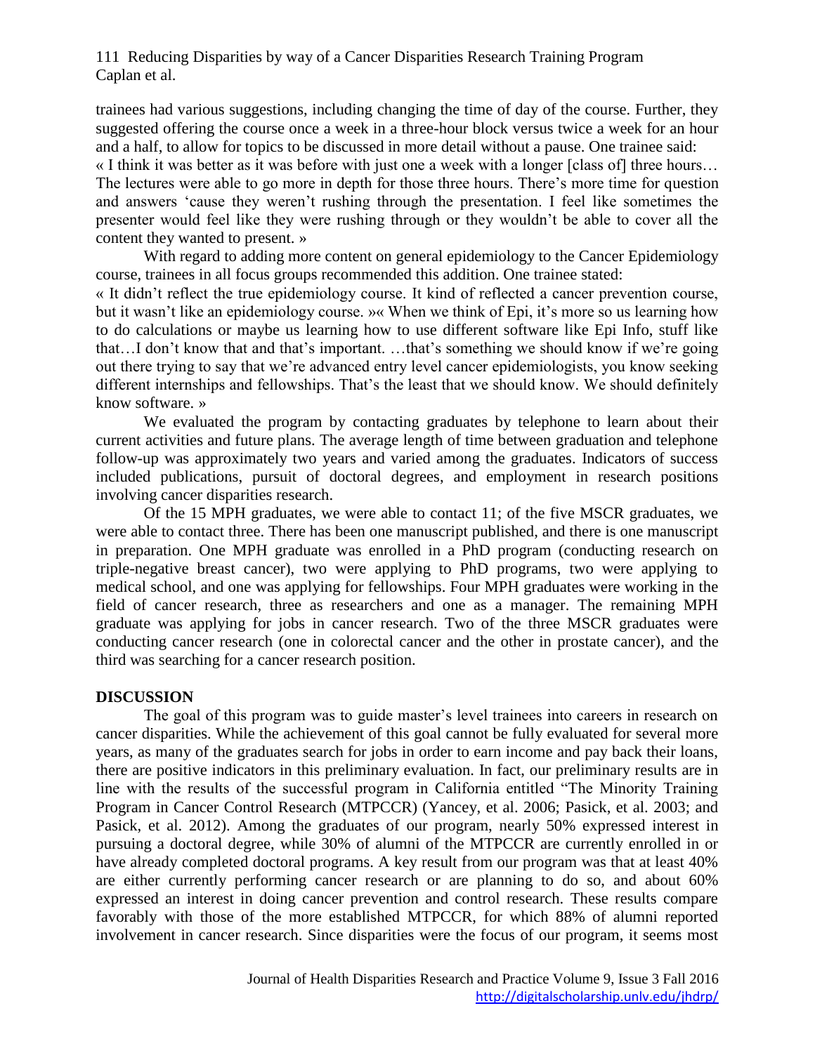trainees had various suggestions, including changing the time of day of the course. Further, they suggested offering the course once a week in a three-hour block versus twice a week for an hour and a half, to allow for topics to be discussed in more detail without a pause. One trainee said:

« I think it was better as it was before with just one a week with a longer [class of] three hours… The lectures were able to go more in depth for those three hours. There's more time for question and answers 'cause they weren't rushing through the presentation. I feel like sometimes the presenter would feel like they were rushing through or they wouldn't be able to cover all the content they wanted to present. »

With regard to adding more content on general epidemiology to the Cancer Epidemiology course, trainees in all focus groups recommended this addition. One trainee stated:

« It didn't reflect the true epidemiology course. It kind of reflected a cancer prevention course, but it wasn't like an epidemiology course. »« When we think of Epi, it's more so us learning how to do calculations or maybe us learning how to use different software like Epi Info, stuff like that…I don't know that and that's important. …that's something we should know if we're going out there trying to say that we're advanced entry level cancer epidemiologists, you know seeking different internships and fellowships. That's the least that we should know. We should definitely know software. »

We evaluated the program by contacting graduates by telephone to learn about their current activities and future plans. The average length of time between graduation and telephone follow-up was approximately two years and varied among the graduates. Indicators of success included publications, pursuit of doctoral degrees, and employment in research positions involving cancer disparities research.

Of the 15 MPH graduates, we were able to contact 11; of the five MSCR graduates, we were able to contact three. There has been one manuscript published, and there is one manuscript in preparation. One MPH graduate was enrolled in a PhD program (conducting research on triple-negative breast cancer), two were applying to PhD programs, two were applying to medical school, and one was applying for fellowships. Four MPH graduates were working in the field of cancer research, three as researchers and one as a manager. The remaining MPH graduate was applying for jobs in cancer research. Two of the three MSCR graduates were conducting cancer research (one in colorectal cancer and the other in prostate cancer), and the third was searching for a cancer research position.

## DISCUSSION

The goal of this program was to guide master's level trainees into careers in research on cancer disparities. While the achievement of this goal cannot be fully evaluated for several more years, as many of the graduates search for jobs in order to earn income and pay back their loans, there are positive indicators in this preliminary evaluation. In fact, our preliminary results are in line with the results of the successful program in California entitled "The Minority Training Program in Cancer Control Research (MTPCCR) (Yancey, et al. 2006; Pasick, et al. 2003; and Pasick, et al. 2012). Among the graduates of our program, nearly 50% expressed interest in pursuing a doctoral degree, while 30% of alumni of the MTPCCR are currently enrolled in or have already completed doctoral programs. A key result from our program was that at least 40% are either currently performing cancer research or are planning to do so, and about 60% expressed an interest in doing cancer prevention and control research. These results compare favorably with those of the more established MTPCCR, for which 88% of alumni reported involvement in cancer research. Since disparities were the focus of our program, it seems most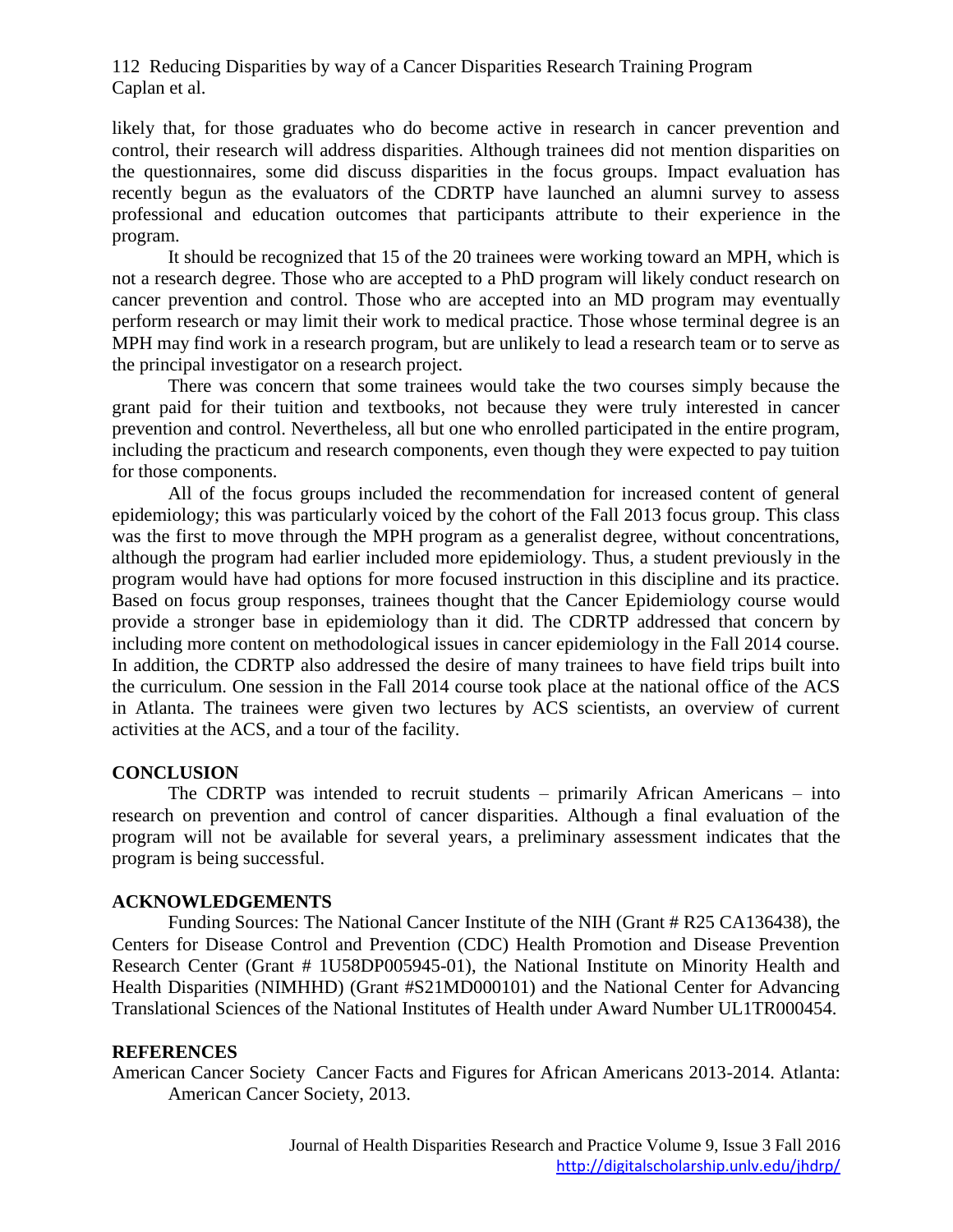likely that, for those graduates who do become active in research in cancer prevention and control, their research will address disparities. Although trainees did not mention disparities on the questionnaires, some did discuss disparities in the focus groups. Impact evaluation has recently begun as the evaluators of the CDRTP have launched an alumni survey to assess professional and education outcomes that participants attribute to their experience in the program.

It should be recognized that 15 of the 20 trainees were working toward an MPH, which is not a research degree. Those who are accepted to a PhD program will likely conduct research on cancer prevention and control. Those who are accepted into an MD program may eventually perform research or may limit their work to medical practice. Those whose terminal degree is an MPH may find work in a research program, but are unlikely to lead a research team or to serve as the principal investigator on a research project.

There was concern that some trainees would take the two courses simply because the grant paid for their tuition and textbooks, not because they were truly interested in cancer prevention and control. Nevertheless, all but one who enrolled participated in the entire program, including the practicum and research components, even though they were expected to pay tuition for those components.

All of the focus groups included the recommendation for increased content of general epidemiology; this was particularly voiced by the cohort of the Fall 2013 focus group. This class was the first to move through the MPH program as a generalist degree, without concentrations, although the program had earlier included more epidemiology. Thus, a student previously in the program would have had options for more focused instruction in this discipline and its practice. Based on focus group responses, trainees thought that the Cancer Epidemiology course would provide a stronger base in epidemiology than it did. The CDRTP addressed that concern by including more content on methodological issues in cancer epidemiology in the Fall 2014 course. In addition, the CDRTP also addressed the desire of many trainees to have field trips built into the curriculum. One session in the Fall 2014 course took place at the national office of the ACS in Atlanta. The trainees were given two lectures by ACS scientists, an overview of current activities at the ACS, and a tour of the facility.

## CONCLUSION

The CDRTP was intended to recruit students – primarily African Americans – into research on prevention and control of cancer disparities. Although a final evaluation of the program will not be available for several years, a preliminary assessment indicates that the program is being successful.

## ACKNOWLEDGEMENTS

Funding Sources: The National Cancer Institute of the NIH (Grant # R25 CA136438), the Centers for Disease Control and Prevention (CDC) Health Promotion and Disease Prevention Research Center (Grant # 1U58DP005945-01), the National Institute on Minority Health and Health Disparities (NIMHHD) (Grant #S21MD000101) and the National Center for Advancing Translational Sciences of the National Institutes of Health under Award Number UL1TR000454.

## REFERENCES

American Cancer Society Cancer Facts and Figures for African Americans 2013-2014. Atlanta: American Cancer Society, 2013.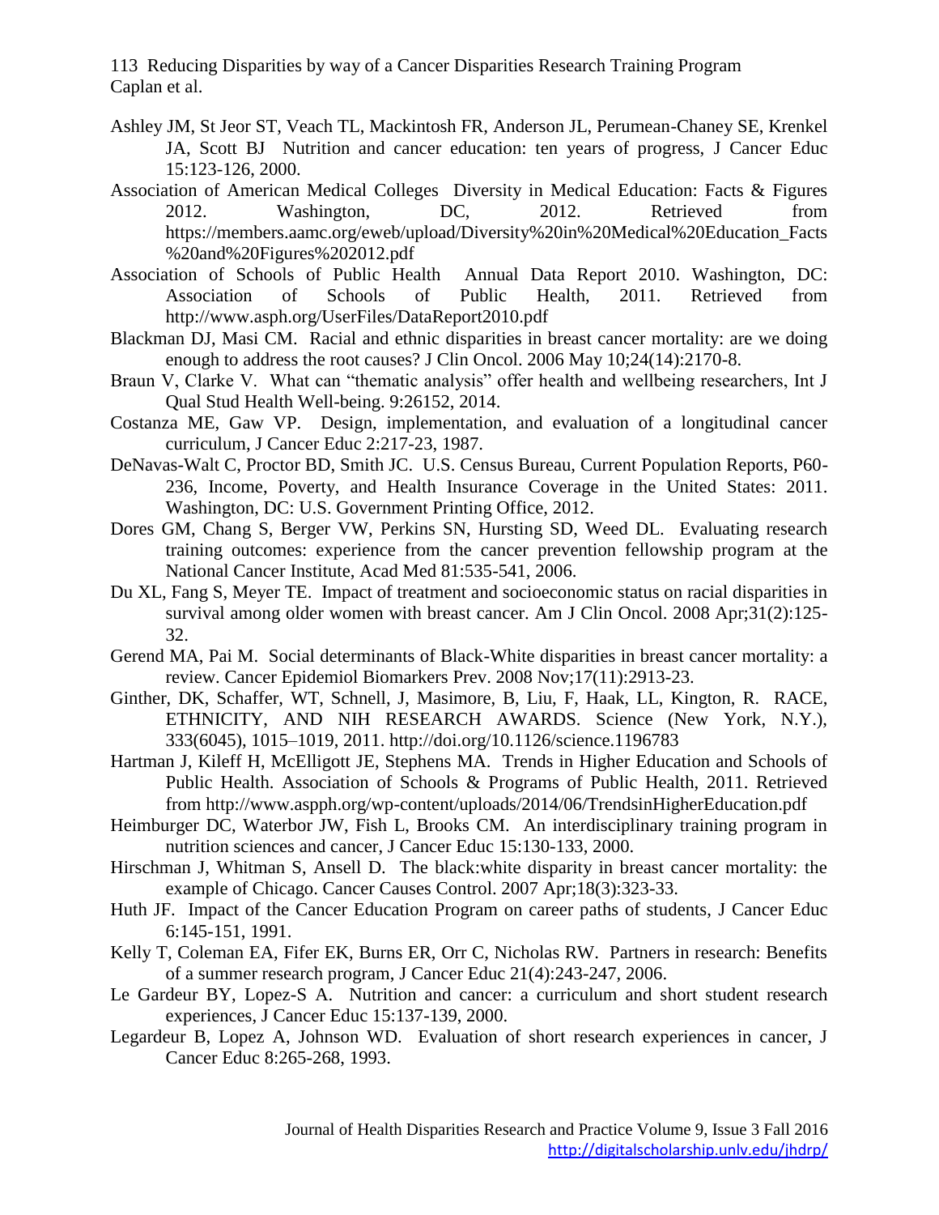Ashley JM, St Jeor ST, Veach TL, Mackintosh FR, Anderson JL, Perumean-Chaney SE, Krenkel JA, Scott BJ Nutrition and cancer education: ten years of progress, J Cancer Educ 15:123-126, 2000.

Association of American Medical Colleges Diversity in Medical Education: Facts & Figures 2012. Washington, DC, 2012. Retrieved from https://members.aamc.org/eweb/upload/Diversity%20in%20Medical%20Education_Facts%20and%20Figures%202012.pdf

Association of Schools of Public Health Annual Data Report 2010. Washington, DC: Association of Schools of Public Health, 2011. Retrieved from http://www.asph.org/UserFiles/DataReport2010.pdf

Blackman DJ, Masi CM. Racial and ethnic disparities in breast cancer mortality: are we doing enough to address the root causes? J Clin Oncol. 2006 May 10;24(14):2170-8.

Braun V, Clarke V. What can "thematic analysis" offer health and wellbeing researchers, Int J Qual Stud Health Well-being. 9:26152, 2014.

Costanza ME, Gaw VP. Design, implementation, and evaluation of a longitudinal cancer curriculum, J Cancer Educ 2:217-23, 1987.

DeNavas-Walt C, Proctor BD, Smith JC. U.S. Census Bureau, Current Population Reports, P60-236, Income, Poverty, and Health Insurance Coverage in the United States: 2011. Washington, DC: U.S. Government Printing Office, 2012.

Dores GM, Chang S, Berger VW, Perkins SN, Hursting SD, Weed DL. Evaluating research training outcomes: experience from the cancer prevention fellowship program at the National Cancer Institute, Acad Med 81:535-541, 2006.

Du XL, Fang S, Meyer TE. Impact of treatment and socioeconomic status on racial disparities in survival among older women with breast cancer. Am J Clin Oncol. 2008 Apr;31(2):125-32.

Gerend MA, Pai M. Social determinants of Black-White disparities in breast cancer mortality: a review. Cancer Epidemiol Biomarkers Prev. 2008 Nov;17(11):2913-23.

Ginther, DK, Schaffer, WT, Schnell, J, Masimore, B, Liu, F, Haak, LL, Kington, R. RACE, ETHNICITY, AND NIH RESEARCH AWARDS. Science (New York, N.Y.), 333(6045), 1015–1019, 2011. http://doi.org/10.1126/science.1196783

Hartman J, Kileff H, McElligott JE, Stephens MA. Trends in Higher Education and Schools of Public Health. Association of Schools & Programs of Public Health, 2011. Retrieved from http://www.aspph.org/wp-content/uploads/2014/06/TrendsinHigherEducation.pdf

Heimburger DC, Waterbor JW, Fish L, Brooks CM. An interdisciplinary training program in nutrition sciences and cancer, J Cancer Educ 15:130-133, 2000.

Hirschman J, Whitman S, Ansell D. The black:white disparity in breast cancer mortality: the example of Chicago. Cancer Causes Control. 2007 Apr;18(3):323-33.

Huth JF. Impact of the Cancer Education Program on career paths of students, J Cancer Educ 6:145-151, 1991.

Kelly T, Coleman EA, Fifer EK, Burns ER, Orr C, Nicholas RW. Partners in research: Benefits of a summer research program, J Cancer Educ 21(4):243-247, 2006.

Le Gardeur BY, Lopez-S A. Nutrition and cancer: a curriculum and short student research experiences, J Cancer Educ 15:137-139, 2000.

Legardeur B, Lopez A, Johnson WD. Evaluation of short research experiences in cancer, J Cancer Educ 8:265-268, 1993.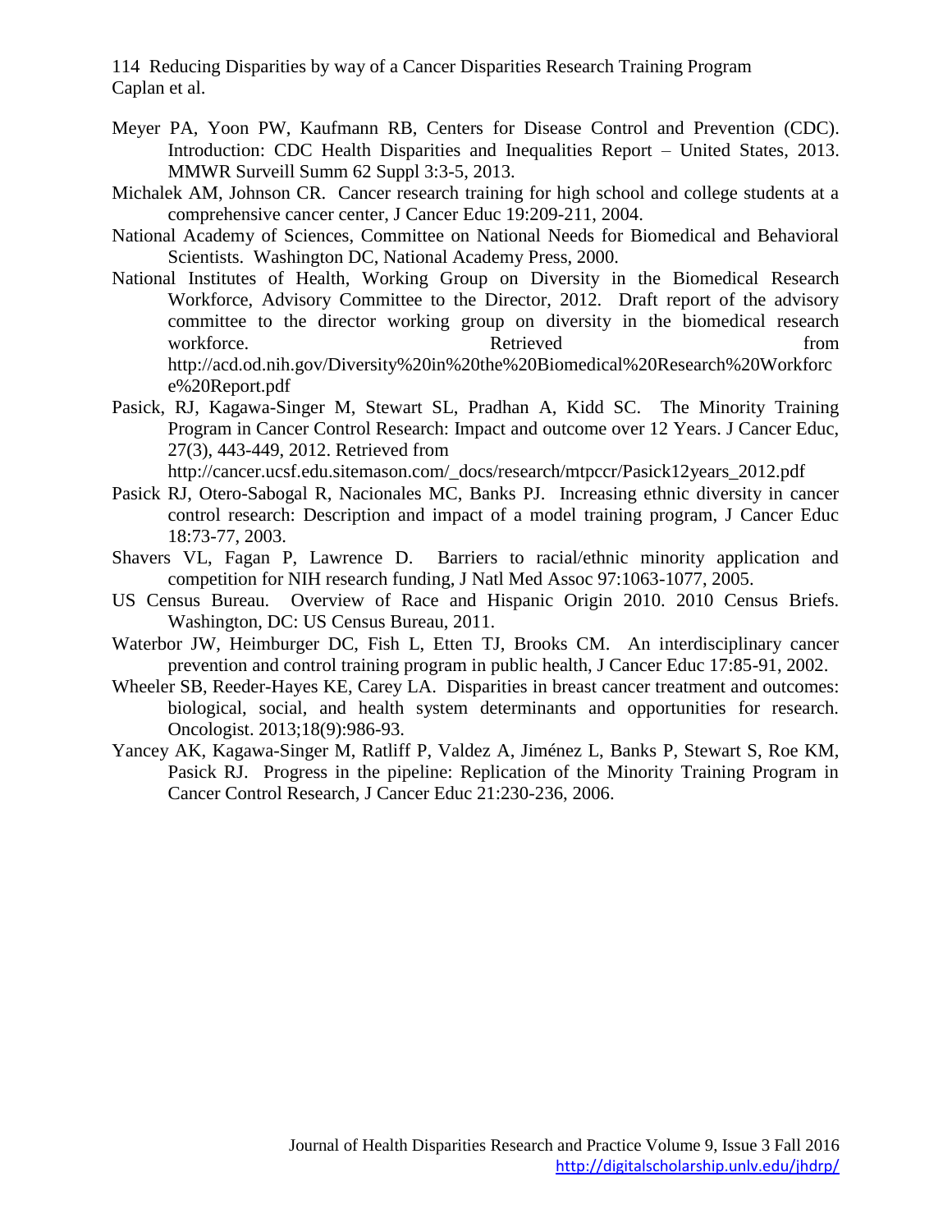Meyer PA, Yoon PW, Kaufmann RB, Centers for Disease Control and Prevention (CDC). Introduction: CDC Health Disparities and Inequalities Report – United States, 2013. MMWR Surveill Summ 62 Suppl 3:3-5, 2013.

Michalek AM, Johnson CR. Cancer research training for high school and college students at a comprehensive cancer center, J Cancer Educ 19:209-211, 2004.

National Academy of Sciences, Committee on National Needs for Biomedical and Behavioral Scientists. Washington DC, National Academy Press, 2000.

National Institutes of Health, Working Group on Diversity in the Biomedical Research Workforce, Advisory Committee to the Director, 2012. Draft report of the advisory committee to the director working group on diversity in the biomedical research workforce. Retrieved from http://acd.od.nih.gov/Diversity%20in%20the%20Biomedical%20Research%20Workforce%20Report.pdf

Pasick, RJ, Kagawa-Singer M, Stewart SL, Pradhan A, Kidd SC. The Minority Training Program in Cancer Control Research: Impact and outcome over 12 Years. J Cancer Educ, 27(3), 443-449, 2012. Retrieved from http://cancer.ucsf.edu.sitemason.com/_docs/research/mtpccr/Pasick12years_2012.pdf

Pasick RJ, Otero-Sabogal R, Nacionales MC, Banks PJ. Increasing ethnic diversity in cancer control research: Description and impact of a model training program, J Cancer Educ 18:73-77, 2003.

Shavers VL, Fagan P, Lawrence D. Barriers to racial/ethnic minority application and competition for NIH research funding, J Natl Med Assoc 97:1063-1077, 2005.

US Census Bureau. Overview of Race and Hispanic Origin 2010. 2010 Census Briefs. Washington, DC: US Census Bureau, 2011.

Waterbor JW, Heimburger DC, Fish L, Etten TJ, Brooks CM. An interdisciplinary cancer prevention and control training program in public health, J Cancer Educ 17:85-91, 2002.

Wheeler SB, Reeder-Hayes KE, Carey LA. Disparities in breast cancer treatment and outcomes: biological, social, and health system determinants and opportunities for research. Oncologist. 2013;18(9):986-93.

Yancey AK, Kagawa-Singer M, Ratliff P, Valdez A, Jiménez L, Banks P, Stewart S, Roe KM, Pasick RJ. Progress in the pipeline: Replication of the Minority Training Program in Cancer Control Research, J Cancer Educ 21:230-236, 2006.